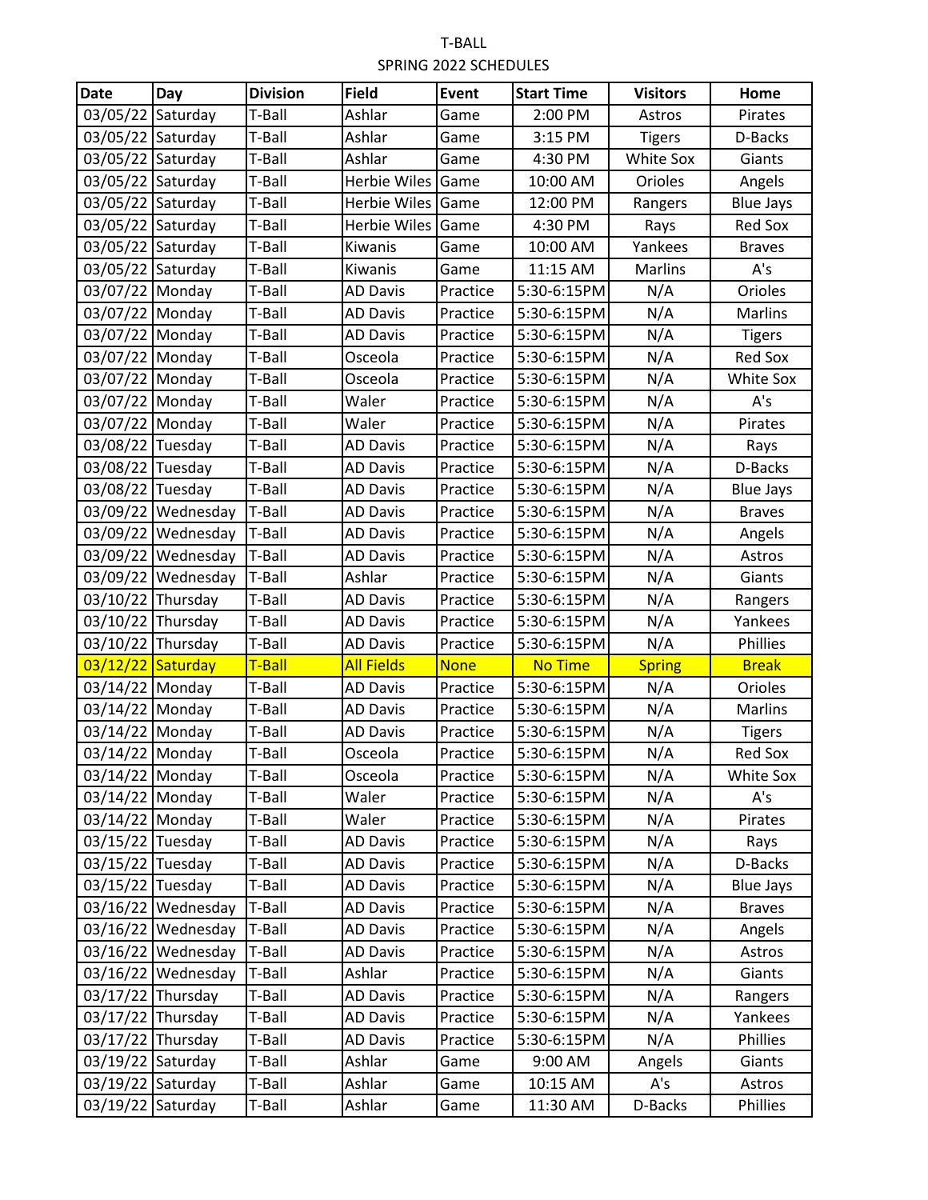T-BALL

SPRING 2022 SCHEDULES

| Date | Day | Division | Field | Event | Start Time | Visitors | Home |
|---|---|---|---|---|---|---|---|
| 03/05/22 | Saturday | T-Ball | Ashlar | Game | 2:00 PM | Astros | Pirates |
| 03/05/22 | Saturday | T-Ball | Ashlar | Game | 3:15 PM | Tigers | D-Backs |
| 03/05/22 | Saturday | T-Ball | Ashlar | Game | 4:30 PM | White Sox | Giants |
| 03/05/22 | Saturday | T-Ball | Herbie Wiles | Game | 10:00 AM | Orioles | Angels |
| 03/05/22 | Saturday | T-Ball | Herbie Wiles | Game | 12:00 PM | Rangers | Blue Jays |
| 03/05/22 | Saturday | T-Ball | Herbie Wiles | Game | 4:30 PM | Rays | Red Sox |
| 03/05/22 | Saturday | T-Ball | Kiwanis | Game | 10:00 AM | Yankees | Braves |
| 03/05/22 | Saturday | T-Ball | Kiwanis | Game | 11:15 AM | Marlins | A's |
| 03/07/22 | Monday | T-Ball | AD Davis | Practice | 5:30-6:15PM | N/A | Orioles |
| 03/07/22 | Monday | T-Ball | AD Davis | Practice | 5:30-6:15PM | N/A | Marlins |
| 03/07/22 | Monday | T-Ball | AD Davis | Practice | 5:30-6:15PM | N/A | Tigers |
| 03/07/22 | Monday | T-Ball | Osceola | Practice | 5:30-6:15PM | N/A | Red Sox |
| 03/07/22 | Monday | T-Ball | Osceola | Practice | 5:30-6:15PM | N/A | White Sox |
| 03/07/22 | Monday | T-Ball | Waler | Practice | 5:30-6:15PM | N/A | A's |
| 03/07/22 | Monday | T-Ball | Waler | Practice | 5:30-6:15PM | N/A | Pirates |
| 03/08/22 | Tuesday | T-Ball | AD Davis | Practice | 5:30-6:15PM | N/A | Rays |
| 03/08/22 | Tuesday | T-Ball | AD Davis | Practice | 5:30-6:15PM | N/A | D-Backs |
| 03/08/22 | Tuesday | T-Ball | AD Davis | Practice | 5:30-6:15PM | N/A | Blue Jays |
| 03/09/22 | Wednesday | T-Ball | AD Davis | Practice | 5:30-6:15PM | N/A | Braves |
| 03/09/22 | Wednesday | T-Ball | AD Davis | Practice | 5:30-6:15PM | N/A | Angels |
| 03/09/22 | Wednesday | T-Ball | AD Davis | Practice | 5:30-6:15PM | N/A | Astros |
| 03/09/22 | Wednesday | T-Ball | Ashlar | Practice | 5:30-6:15PM | N/A | Giants |
| 03/10/22 | Thursday | T-Ball | AD Davis | Practice | 5:30-6:15PM | N/A | Rangers |
| 03/10/22 | Thursday | T-Ball | AD Davis | Practice | 5:30-6:15PM | N/A | Yankees |
| 03/10/22 | Thursday | T-Ball | AD Davis | Practice | 5:30-6:15PM | N/A | Phillies |
| 03/12/22 | Saturday | T-Ball | All Fields | None | No Time | Spring | Break |
| 03/14/22 | Monday | T-Ball | AD Davis | Practice | 5:30-6:15PM | N/A | Orioles |
| 03/14/22 | Monday | T-Ball | AD Davis | Practice | 5:30-6:15PM | N/A | Marlins |
| 03/14/22 | Monday | T-Ball | AD Davis | Practice | 5:30-6:15PM | N/A | Tigers |
| 03/14/22 | Monday | T-Ball | Osceola | Practice | 5:30-6:15PM | N/A | Red Sox |
| 03/14/22 | Monday | T-Ball | Osceola | Practice | 5:30-6:15PM | N/A | White Sox |
| 03/14/22 | Monday | T-Ball | Waler | Practice | 5:30-6:15PM | N/A | A's |
| 03/14/22 | Monday | T-Ball | Waler | Practice | 5:30-6:15PM | N/A | Pirates |
| 03/15/22 | Tuesday | T-Ball | AD Davis | Practice | 5:30-6:15PM | N/A | Rays |
| 03/15/22 | Tuesday | T-Ball | AD Davis | Practice | 5:30-6:15PM | N/A | D-Backs |
| 03/15/22 | Tuesday | T-Ball | AD Davis | Practice | 5:30-6:15PM | N/A | Blue Jays |
| 03/16/22 | Wednesday | T-Ball | AD Davis | Practice | 5:30-6:15PM | N/A | Braves |
| 03/16/22 | Wednesday | T-Ball | AD Davis | Practice | 5:30-6:15PM | N/A | Angels |
| 03/16/22 | Wednesday | T-Ball | AD Davis | Practice | 5:30-6:15PM | N/A | Astros |
| 03/16/22 | Wednesday | T-Ball | Ashlar | Practice | 5:30-6:15PM | N/A | Giants |
| 03/17/22 | Thursday | T-Ball | AD Davis | Practice | 5:30-6:15PM | N/A | Rangers |
| 03/17/22 | Thursday | T-Ball | AD Davis | Practice | 5:30-6:15PM | N/A | Yankees |
| 03/17/22 | Thursday | T-Ball | AD Davis | Practice | 5:30-6:15PM | N/A | Phillies |
| 03/19/22 | Saturday | T-Ball | Ashlar | Game | 9:00 AM | Angels | Giants |
| 03/19/22 | Saturday | T-Ball | Ashlar | Game | 10:15 AM | A's | Astros |
| 03/19/22 | Saturday | T-Ball | Ashlar | Game | 11:30 AM | D-Backs | Phillies |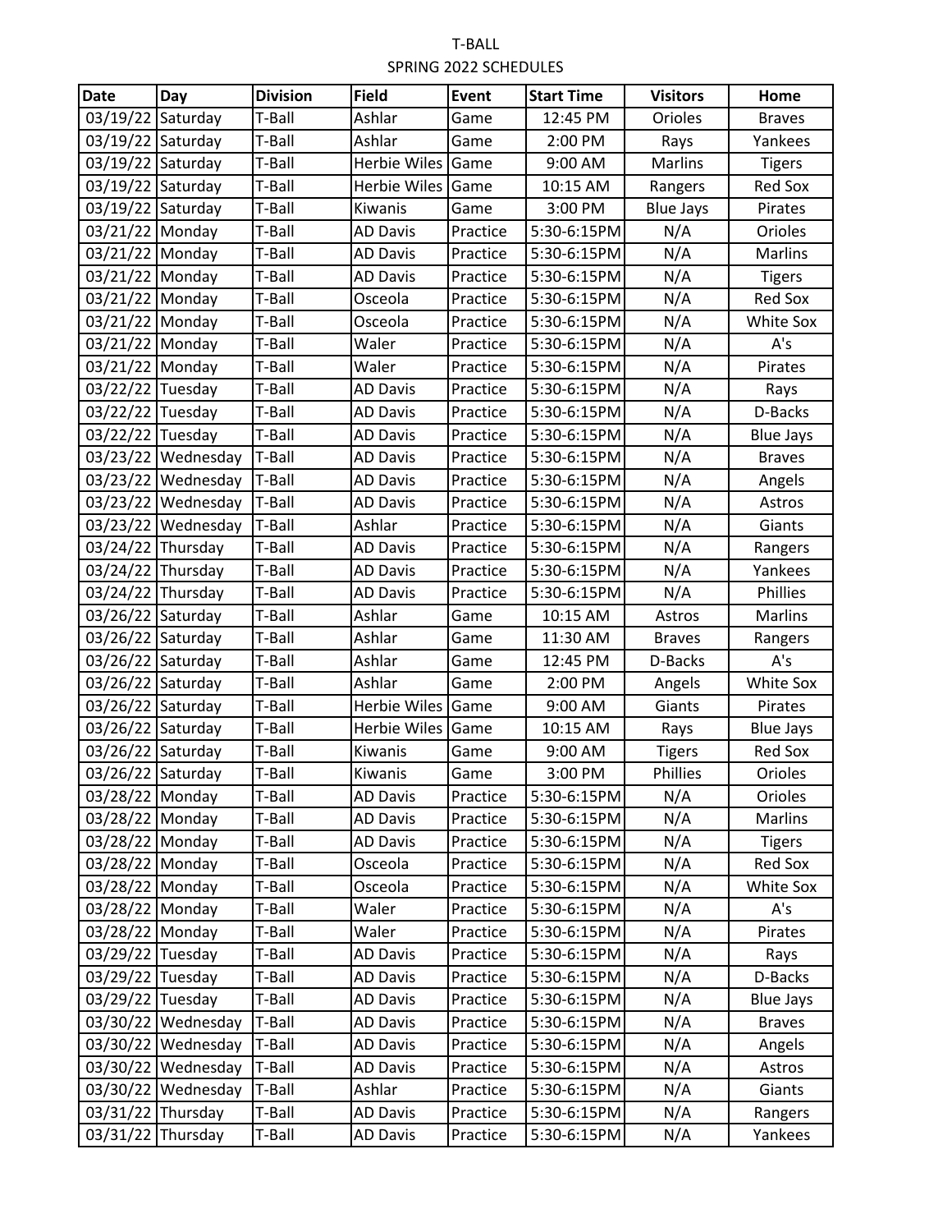T-BALL

SPRING 2022 SCHEDULES

| Date | Day | Division | Field | Event | Start Time | Visitors | Home |
|---|---|---|---|---|---|---|---|
| 03/19/22 | Saturday | T-Ball | Ashlar | Game | 12:45 PM | Orioles | Braves |
| 03/19/22 | Saturday | T-Ball | Ashlar | Game | 2:00 PM | Rays | Yankees |
| 03/19/22 | Saturday | T-Ball | Herbie Wiles | Game | 9:00 AM | Marlins | Tigers |
| 03/19/22 | Saturday | T-Ball | Herbie Wiles | Game | 10:15 AM | Rangers | Red Sox |
| 03/19/22 | Saturday | T-Ball | Kiwanis | Game | 3:00 PM | Blue Jays | Pirates |
| 03/21/22 | Monday | T-Ball | AD Davis | Practice | 5:30-6:15PM | N/A | Orioles |
| 03/21/22 | Monday | T-Ball | AD Davis | Practice | 5:30-6:15PM | N/A | Marlins |
| 03/21/22 | Monday | T-Ball | AD Davis | Practice | 5:30-6:15PM | N/A | Tigers |
| 03/21/22 | Monday | T-Ball | Osceola | Practice | 5:30-6:15PM | N/A | Red Sox |
| 03/21/22 | Monday | T-Ball | Osceola | Practice | 5:30-6:15PM | N/A | White Sox |
| 03/21/22 | Monday | T-Ball | Waler | Practice | 5:30-6:15PM | N/A | A's |
| 03/21/22 | Monday | T-Ball | Waler | Practice | 5:30-6:15PM | N/A | Pirates |
| 03/22/22 | Tuesday | T-Ball | AD Davis | Practice | 5:30-6:15PM | N/A | Rays |
| 03/22/22 | Tuesday | T-Ball | AD Davis | Practice | 5:30-6:15PM | N/A | D-Backs |
| 03/22/22 | Tuesday | T-Ball | AD Davis | Practice | 5:30-6:15PM | N/A | Blue Jays |
| 03/23/22 | Wednesday | T-Ball | AD Davis | Practice | 5:30-6:15PM | N/A | Braves |
| 03/23/22 | Wednesday | T-Ball | AD Davis | Practice | 5:30-6:15PM | N/A | Angels |
| 03/23/22 | Wednesday | T-Ball | AD Davis | Practice | 5:30-6:15PM | N/A | Astros |
| 03/23/22 | Wednesday | T-Ball | Ashlar | Practice | 5:30-6:15PM | N/A | Giants |
| 03/24/22 | Thursday | T-Ball | AD Davis | Practice | 5:30-6:15PM | N/A | Rangers |
| 03/24/22 | Thursday | T-Ball | AD Davis | Practice | 5:30-6:15PM | N/A | Yankees |
| 03/24/22 | Thursday | T-Ball | AD Davis | Practice | 5:30-6:15PM | N/A | Phillies |
| 03/26/22 | Saturday | T-Ball | Ashlar | Game | 10:15 AM | Astros | Marlins |
| 03/26/22 | Saturday | T-Ball | Ashlar | Game | 11:30 AM | Braves | Rangers |
| 03/26/22 | Saturday | T-Ball | Ashlar | Game | 12:45 PM | D-Backs | A's |
| 03/26/22 | Saturday | T-Ball | Ashlar | Game | 2:00 PM | Angels | White Sox |
| 03/26/22 | Saturday | T-Ball | Herbie Wiles | Game | 9:00 AM | Giants | Pirates |
| 03/26/22 | Saturday | T-Ball | Herbie Wiles | Game | 10:15 AM | Rays | Blue Jays |
| 03/26/22 | Saturday | T-Ball | Kiwanis | Game | 9:00 AM | Tigers | Red Sox |
| 03/26/22 | Saturday | T-Ball | Kiwanis | Game | 3:00 PM | Phillies | Orioles |
| 03/28/22 | Monday | T-Ball | AD Davis | Practice | 5:30-6:15PM | N/A | Orioles |
| 03/28/22 | Monday | T-Ball | AD Davis | Practice | 5:30-6:15PM | N/A | Marlins |
| 03/28/22 | Monday | T-Ball | AD Davis | Practice | 5:30-6:15PM | N/A | Tigers |
| 03/28/22 | Monday | T-Ball | Osceola | Practice | 5:30-6:15PM | N/A | Red Sox |
| 03/28/22 | Monday | T-Ball | Osceola | Practice | 5:30-6:15PM | N/A | White Sox |
| 03/28/22 | Monday | T-Ball | Waler | Practice | 5:30-6:15PM | N/A | A's |
| 03/28/22 | Monday | T-Ball | Waler | Practice | 5:30-6:15PM | N/A | Pirates |
| 03/29/22 | Tuesday | T-Ball | AD Davis | Practice | 5:30-6:15PM | N/A | Rays |
| 03/29/22 | Tuesday | T-Ball | AD Davis | Practice | 5:30-6:15PM | N/A | D-Backs |
| 03/29/22 | Tuesday | T-Ball | AD Davis | Practice | 5:30-6:15PM | N/A | Blue Jays |
| 03/30/22 | Wednesday | T-Ball | AD Davis | Practice | 5:30-6:15PM | N/A | Braves |
| 03/30/22 | Wednesday | T-Ball | AD Davis | Practice | 5:30-6:15PM | N/A | Angels |
| 03/30/22 | Wednesday | T-Ball | AD Davis | Practice | 5:30-6:15PM | N/A | Astros |
| 03/30/22 | Wednesday | T-Ball | Ashlar | Practice | 5:30-6:15PM | N/A | Giants |
| 03/31/22 | Thursday | T-Ball | AD Davis | Practice | 5:30-6:15PM | N/A | Rangers |
| 03/31/22 | Thursday | T-Ball | AD Davis | Practice | 5:30-6:15PM | N/A | Yankees |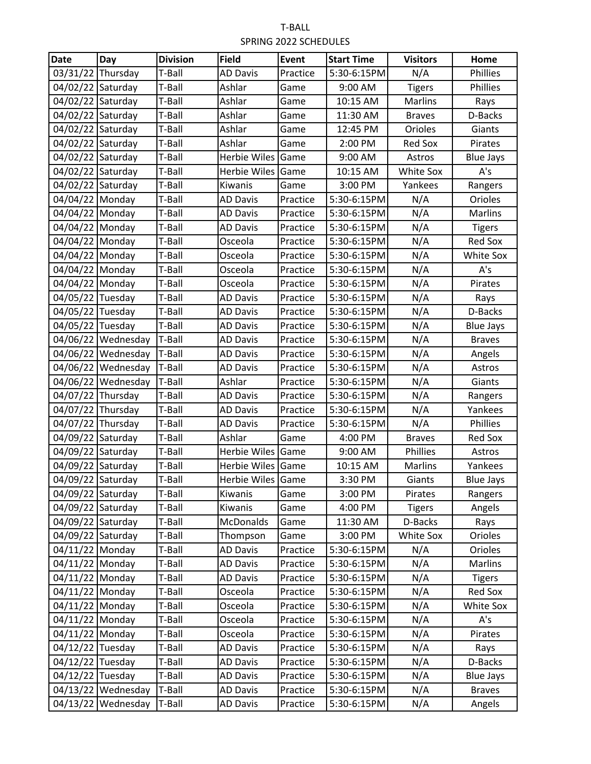T-BALL

SPRING 2022 SCHEDULES

| Date | Day | Division | Field | Event | Start Time | Visitors | Home |
|---|---|---|---|---|---|---|---|
| 03/31/22 | Thursday | T-Ball | AD Davis | Practice | 5:30-6:15PM | N/A | Phillies |
| 04/02/22 | Saturday | T-Ball | Ashlar | Game | 9:00 AM | Tigers | Phillies |
| 04/02/22 | Saturday | T-Ball | Ashlar | Game | 10:15 AM | Marlins | Rays |
| 04/02/22 | Saturday | T-Ball | Ashlar | Game | 11:30 AM | Braves | D-Backs |
| 04/02/22 | Saturday | T-Ball | Ashlar | Game | 12:45 PM | Orioles | Giants |
| 04/02/22 | Saturday | T-Ball | Ashlar | Game | 2:00 PM | Red Sox | Pirates |
| 04/02/22 | Saturday | T-Ball | Herbie Wiles | Game | 9:00 AM | Astros | Blue Jays |
| 04/02/22 | Saturday | T-Ball | Herbie Wiles | Game | 10:15 AM | White Sox | A's |
| 04/02/22 | Saturday | T-Ball | Kiwanis | Game | 3:00 PM | Yankees | Rangers |
| 04/04/22 | Monday | T-Ball | AD Davis | Practice | 5:30-6:15PM | N/A | Orioles |
| 04/04/22 | Monday | T-Ball | AD Davis | Practice | 5:30-6:15PM | N/A | Marlins |
| 04/04/22 | Monday | T-Ball | AD Davis | Practice | 5:30-6:15PM | N/A | Tigers |
| 04/04/22 | Monday | T-Ball | Osceola | Practice | 5:30-6:15PM | N/A | Red Sox |
| 04/04/22 | Monday | T-Ball | Osceola | Practice | 5:30-6:15PM | N/A | White Sox |
| 04/04/22 | Monday | T-Ball | Osceola | Practice | 5:30-6:15PM | N/A | A's |
| 04/04/22 | Monday | T-Ball | Osceola | Practice | 5:30-6:15PM | N/A | Pirates |
| 04/05/22 | Tuesday | T-Ball | AD Davis | Practice | 5:30-6:15PM | N/A | Rays |
| 04/05/22 | Tuesday | T-Ball | AD Davis | Practice | 5:30-6:15PM | N/A | D-Backs |
| 04/05/22 | Tuesday | T-Ball | AD Davis | Practice | 5:30-6:15PM | N/A | Blue Jays |
| 04/06/22 | Wednesday | T-Ball | AD Davis | Practice | 5:30-6:15PM | N/A | Braves |
| 04/06/22 | Wednesday | T-Ball | AD Davis | Practice | 5:30-6:15PM | N/A | Angels |
| 04/06/22 | Wednesday | T-Ball | AD Davis | Practice | 5:30-6:15PM | N/A | Astros |
| 04/06/22 | Wednesday | T-Ball | Ashlar | Practice | 5:30-6:15PM | N/A | Giants |
| 04/07/22 | Thursday | T-Ball | AD Davis | Practice | 5:30-6:15PM | N/A | Rangers |
| 04/07/22 | Thursday | T-Ball | AD Davis | Practice | 5:30-6:15PM | N/A | Yankees |
| 04/07/22 | Thursday | T-Ball | AD Davis | Practice | 5:30-6:15PM | N/A | Phillies |
| 04/09/22 | Saturday | T-Ball | Ashlar | Game | 4:00 PM | Braves | Red Sox |
| 04/09/22 | Saturday | T-Ball | Herbie Wiles | Game | 9:00 AM | Phillies | Astros |
| 04/09/22 | Saturday | T-Ball | Herbie Wiles | Game | 10:15 AM | Marlins | Yankees |
| 04/09/22 | Saturday | T-Ball | Herbie Wiles | Game | 3:30 PM | Giants | Blue Jays |
| 04/09/22 | Saturday | T-Ball | Kiwanis | Game | 3:00 PM | Pirates | Rangers |
| 04/09/22 | Saturday | T-Ball | Kiwanis | Game | 4:00 PM | Tigers | Angels |
| 04/09/22 | Saturday | T-Ball | McDonalds | Game | 11:30 AM | D-Backs | Rays |
| 04/09/22 | Saturday | T-Ball | Thompson | Game | 3:00 PM | White Sox | Orioles |
| 04/11/22 | Monday | T-Ball | AD Davis | Practice | 5:30-6:15PM | N/A | Orioles |
| 04/11/22 | Monday | T-Ball | AD Davis | Practice | 5:30-6:15PM | N/A | Marlins |
| 04/11/22 | Monday | T-Ball | AD Davis | Practice | 5:30-6:15PM | N/A | Tigers |
| 04/11/22 | Monday | T-Ball | Osceola | Practice | 5:30-6:15PM | N/A | Red Sox |
| 04/11/22 | Monday | T-Ball | Osceola | Practice | 5:30-6:15PM | N/A | White Sox |
| 04/11/22 | Monday | T-Ball | Osceola | Practice | 5:30-6:15PM | N/A | A's |
| 04/11/22 | Monday | T-Ball | Osceola | Practice | 5:30-6:15PM | N/A | Pirates |
| 04/12/22 | Tuesday | T-Ball | AD Davis | Practice | 5:30-6:15PM | N/A | Rays |
| 04/12/22 | Tuesday | T-Ball | AD Davis | Practice | 5:30-6:15PM | N/A | D-Backs |
| 04/12/22 | Tuesday | T-Ball | AD Davis | Practice | 5:30-6:15PM | N/A | Blue Jays |
| 04/13/22 | Wednesday | T-Ball | AD Davis | Practice | 5:30-6:15PM | N/A | Braves |
| 04/13/22 | Wednesday | T-Ball | AD Davis | Practice | 5:30-6:15PM | N/A | Angels |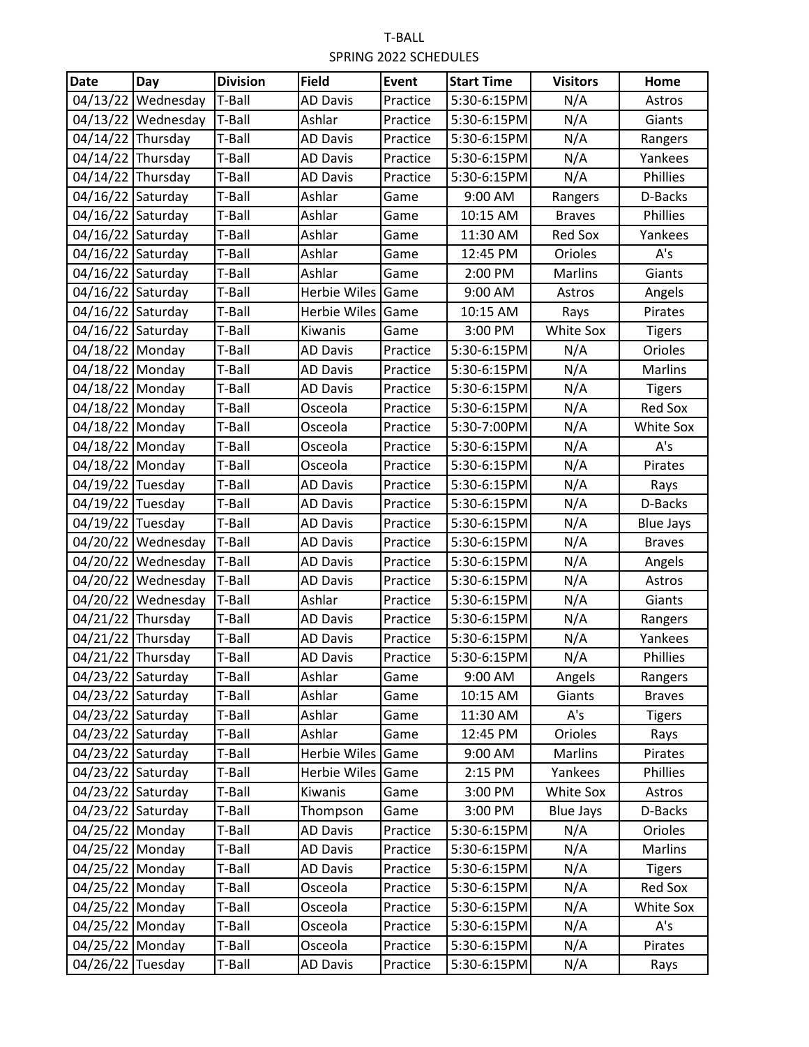T-BALL

SPRING 2022 SCHEDULES

| Date | Day | Division | Field | Event | Start Time | Visitors | Home |
|---|---|---|---|---|---|---|---|
| 04/13/22 | Wednesday | T-Ball | AD Davis | Practice | 5:30-6:15PM | N/A | Astros |
| 04/13/22 | Wednesday | T-Ball | Ashlar | Practice | 5:30-6:15PM | N/A | Giants |
| 04/14/22 | Thursday | T-Ball | AD Davis | Practice | 5:30-6:15PM | N/A | Rangers |
| 04/14/22 | Thursday | T-Ball | AD Davis | Practice | 5:30-6:15PM | N/A | Yankees |
| 04/14/22 | Thursday | T-Ball | AD Davis | Practice | 5:30-6:15PM | N/A | Phillies |
| 04/16/22 | Saturday | T-Ball | Ashlar | Game | 9:00 AM | Rangers | D-Backs |
| 04/16/22 | Saturday | T-Ball | Ashlar | Game | 10:15 AM | Braves | Phillies |
| 04/16/22 | Saturday | T-Ball | Ashlar | Game | 11:30 AM | Red Sox | Yankees |
| 04/16/22 | Saturday | T-Ball | Ashlar | Game | 12:45 PM | Orioles | A's |
| 04/16/22 | Saturday | T-Ball | Ashlar | Game | 2:00 PM | Marlins | Giants |
| 04/16/22 | Saturday | T-Ball | Herbie Wiles | Game | 9:00 AM | Astros | Angels |
| 04/16/22 | Saturday | T-Ball | Herbie Wiles | Game | 10:15 AM | Rays | Pirates |
| 04/16/22 | Saturday | T-Ball | Kiwanis | Game | 3:00 PM | White Sox | Tigers |
| 04/18/22 | Monday | T-Ball | AD Davis | Practice | 5:30-6:15PM | N/A | Orioles |
| 04/18/22 | Monday | T-Ball | AD Davis | Practice | 5:30-6:15PM | N/A | Marlins |
| 04/18/22 | Monday | T-Ball | AD Davis | Practice | 5:30-6:15PM | N/A | Tigers |
| 04/18/22 | Monday | T-Ball | Osceola | Practice | 5:30-6:15PM | N/A | Red Sox |
| 04/18/22 | Monday | T-Ball | Osceola | Practice | 5:30-7:00PM | N/A | White Sox |
| 04/18/22 | Monday | T-Ball | Osceola | Practice | 5:30-6:15PM | N/A | A's |
| 04/18/22 | Monday | T-Ball | Osceola | Practice | 5:30-6:15PM | N/A | Pirates |
| 04/19/22 | Tuesday | T-Ball | AD Davis | Practice | 5:30-6:15PM | N/A | Rays |
| 04/19/22 | Tuesday | T-Ball | AD Davis | Practice | 5:30-6:15PM | N/A | D-Backs |
| 04/19/22 | Tuesday | T-Ball | AD Davis | Practice | 5:30-6:15PM | N/A | Blue Jays |
| 04/20/22 | Wednesday | T-Ball | AD Davis | Practice | 5:30-6:15PM | N/A | Braves |
| 04/20/22 | Wednesday | T-Ball | AD Davis | Practice | 5:30-6:15PM | N/A | Angels |
| 04/20/22 | Wednesday | T-Ball | AD Davis | Practice | 5:30-6:15PM | N/A | Astros |
| 04/20/22 | Wednesday | T-Ball | Ashlar | Practice | 5:30-6:15PM | N/A | Giants |
| 04/21/22 | Thursday | T-Ball | AD Davis | Practice | 5:30-6:15PM | N/A | Rangers |
| 04/21/22 | Thursday | T-Ball | AD Davis | Practice | 5:30-6:15PM | N/A | Yankees |
| 04/21/22 | Thursday | T-Ball | AD Davis | Practice | 5:30-6:15PM | N/A | Phillies |
| 04/23/22 | Saturday | T-Ball | Ashlar | Game | 9:00 AM | Angels | Rangers |
| 04/23/22 | Saturday | T-Ball | Ashlar | Game | 10:15 AM | Giants | Braves |
| 04/23/22 | Saturday | T-Ball | Ashlar | Game | 11:30 AM | A's | Tigers |
| 04/23/22 | Saturday | T-Ball | Ashlar | Game | 12:45 PM | Orioles | Rays |
| 04/23/22 | Saturday | T-Ball | Herbie Wiles | Game | 9:00 AM | Marlins | Pirates |
| 04/23/22 | Saturday | T-Ball | Herbie Wiles | Game | 2:15 PM | Yankees | Phillies |
| 04/23/22 | Saturday | T-Ball | Kiwanis | Game | 3:00 PM | White Sox | Astros |
| 04/23/22 | Saturday | T-Ball | Thompson | Game | 3:00 PM | Blue Jays | D-Backs |
| 04/25/22 | Monday | T-Ball | AD Davis | Practice | 5:30-6:15PM | N/A | Orioles |
| 04/25/22 | Monday | T-Ball | AD Davis | Practice | 5:30-6:15PM | N/A | Marlins |
| 04/25/22 | Monday | T-Ball | AD Davis | Practice | 5:30-6:15PM | N/A | Tigers |
| 04/25/22 | Monday | T-Ball | Osceola | Practice | 5:30-6:15PM | N/A | Red Sox |
| 04/25/22 | Monday | T-Ball | Osceola | Practice | 5:30-6:15PM | N/A | White Sox |
| 04/25/22 | Monday | T-Ball | Osceola | Practice | 5:30-6:15PM | N/A | A's |
| 04/25/22 | Monday | T-Ball | Osceola | Practice | 5:30-6:15PM | N/A | Pirates |
| 04/26/22 | Tuesday | T-Ball | AD Davis | Practice | 5:30-6:15PM | N/A | Rays |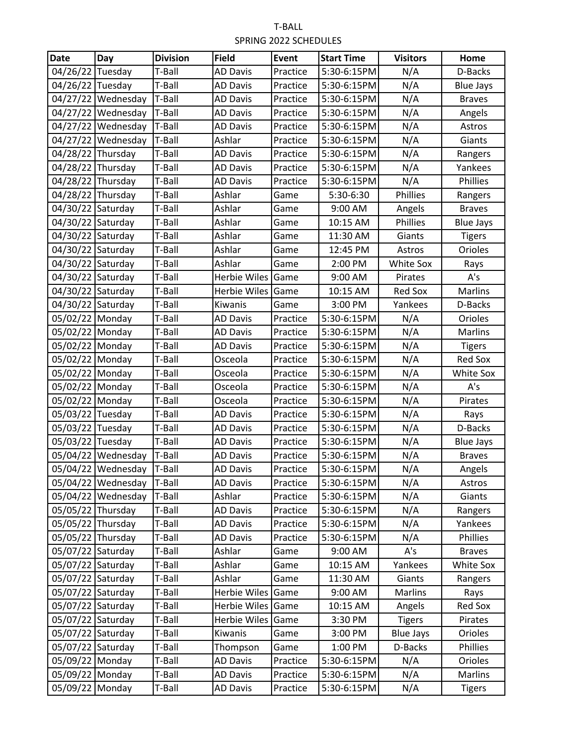T-BALL

SPRING 2022 SCHEDULES

| Date | Day | Division | Field | Event | Start Time | Visitors | Home |
|---|---|---|---|---|---|---|---|
| 04/26/22 | Tuesday | T-Ball | AD Davis | Practice | 5:30-6:15PM | N/A | D-Backs |
| 04/26/22 | Tuesday | T-Ball | AD Davis | Practice | 5:30-6:15PM | N/A | Blue Jays |
| 04/27/22 | Wednesday | T-Ball | AD Davis | Practice | 5:30-6:15PM | N/A | Braves |
| 04/27/22 | Wednesday | T-Ball | AD Davis | Practice | 5:30-6:15PM | N/A | Angels |
| 04/27/22 | Wednesday | T-Ball | AD Davis | Practice | 5:30-6:15PM | N/A | Astros |
| 04/27/22 | Wednesday | T-Ball | Ashlar | Practice | 5:30-6:15PM | N/A | Giants |
| 04/28/22 | Thursday | T-Ball | AD Davis | Practice | 5:30-6:15PM | N/A | Rangers |
| 04/28/22 | Thursday | T-Ball | AD Davis | Practice | 5:30-6:15PM | N/A | Yankees |
| 04/28/22 | Thursday | T-Ball | AD Davis | Practice | 5:30-6:15PM | N/A | Phillies |
| 04/28/22 | Thursday | T-Ball | Ashlar | Game | 5:30-6:30 | Phillies | Rangers |
| 04/30/22 | Saturday | T-Ball | Ashlar | Game | 9:00 AM | Angels | Braves |
| 04/30/22 | Saturday | T-Ball | Ashlar | Game | 10:15 AM | Phillies | Blue Jays |
| 04/30/22 | Saturday | T-Ball | Ashlar | Game | 11:30 AM | Giants | Tigers |
| 04/30/22 | Saturday | T-Ball | Ashlar | Game | 12:45 PM | Astros | Orioles |
| 04/30/22 | Saturday | T-Ball | Ashlar | Game | 2:00 PM | White Sox | Rays |
| 04/30/22 | Saturday | T-Ball | Herbie Wiles | Game | 9:00 AM | Pirates | A's |
| 04/30/22 | Saturday | T-Ball | Herbie Wiles | Game | 10:15 AM | Red Sox | Marlins |
| 04/30/22 | Saturday | T-Ball | Kiwanis | Game | 3:00 PM | Yankees | D-Backs |
| 05/02/22 | Monday | T-Ball | AD Davis | Practice | 5:30-6:15PM | N/A | Orioles |
| 05/02/22 | Monday | T-Ball | AD Davis | Practice | 5:30-6:15PM | N/A | Marlins |
| 05/02/22 | Monday | T-Ball | AD Davis | Practice | 5:30-6:15PM | N/A | Tigers |
| 05/02/22 | Monday | T-Ball | Osceola | Practice | 5:30-6:15PM | N/A | Red Sox |
| 05/02/22 | Monday | T-Ball | Osceola | Practice | 5:30-6:15PM | N/A | White Sox |
| 05/02/22 | Monday | T-Ball | Osceola | Practice | 5:30-6:15PM | N/A | A's |
| 05/02/22 | Monday | T-Ball | Osceola | Practice | 5:30-6:15PM | N/A | Pirates |
| 05/03/22 | Tuesday | T-Ball | AD Davis | Practice | 5:30-6:15PM | N/A | Rays |
| 05/03/22 | Tuesday | T-Ball | AD Davis | Practice | 5:30-6:15PM | N/A | D-Backs |
| 05/03/22 | Tuesday | T-Ball | AD Davis | Practice | 5:30-6:15PM | N/A | Blue Jays |
| 05/04/22 | Wednesday | T-Ball | AD Davis | Practice | 5:30-6:15PM | N/A | Braves |
| 05/04/22 | Wednesday | T-Ball | AD Davis | Practice | 5:30-6:15PM | N/A | Angels |
| 05/04/22 | Wednesday | T-Ball | AD Davis | Practice | 5:30-6:15PM | N/A | Astros |
| 05/04/22 | Wednesday | T-Ball | Ashlar | Practice | 5:30-6:15PM | N/A | Giants |
| 05/05/22 | Thursday | T-Ball | AD Davis | Practice | 5:30-6:15PM | N/A | Rangers |
| 05/05/22 | Thursday | T-Ball | AD Davis | Practice | 5:30-6:15PM | N/A | Yankees |
| 05/05/22 | Thursday | T-Ball | AD Davis | Practice | 5:30-6:15PM | N/A | Phillies |
| 05/07/22 | Saturday | T-Ball | Ashlar | Game | 9:00 AM | A's | Braves |
| 05/07/22 | Saturday | T-Ball | Ashlar | Game | 10:15 AM | Yankees | White Sox |
| 05/07/22 | Saturday | T-Ball | Ashlar | Game | 11:30 AM | Giants | Rangers |
| 05/07/22 | Saturday | T-Ball | Herbie Wiles | Game | 9:00 AM | Marlins | Rays |
| 05/07/22 | Saturday | T-Ball | Herbie Wiles | Game | 10:15 AM | Angels | Red Sox |
| 05/07/22 | Saturday | T-Ball | Herbie Wiles | Game | 3:30 PM | Tigers | Pirates |
| 05/07/22 | Saturday | T-Ball | Kiwanis | Game | 3:00 PM | Blue Jays | Orioles |
| 05/07/22 | Saturday | T-Ball | Thompson | Game | 1:00 PM | D-Backs | Phillies |
| 05/09/22 | Monday | T-Ball | AD Davis | Practice | 5:30-6:15PM | N/A | Orioles |
| 05/09/22 | Monday | T-Ball | AD Davis | Practice | 5:30-6:15PM | N/A | Marlins |
| 05/09/22 | Monday | T-Ball | AD Davis | Practice | 5:30-6:15PM | N/A | Tigers |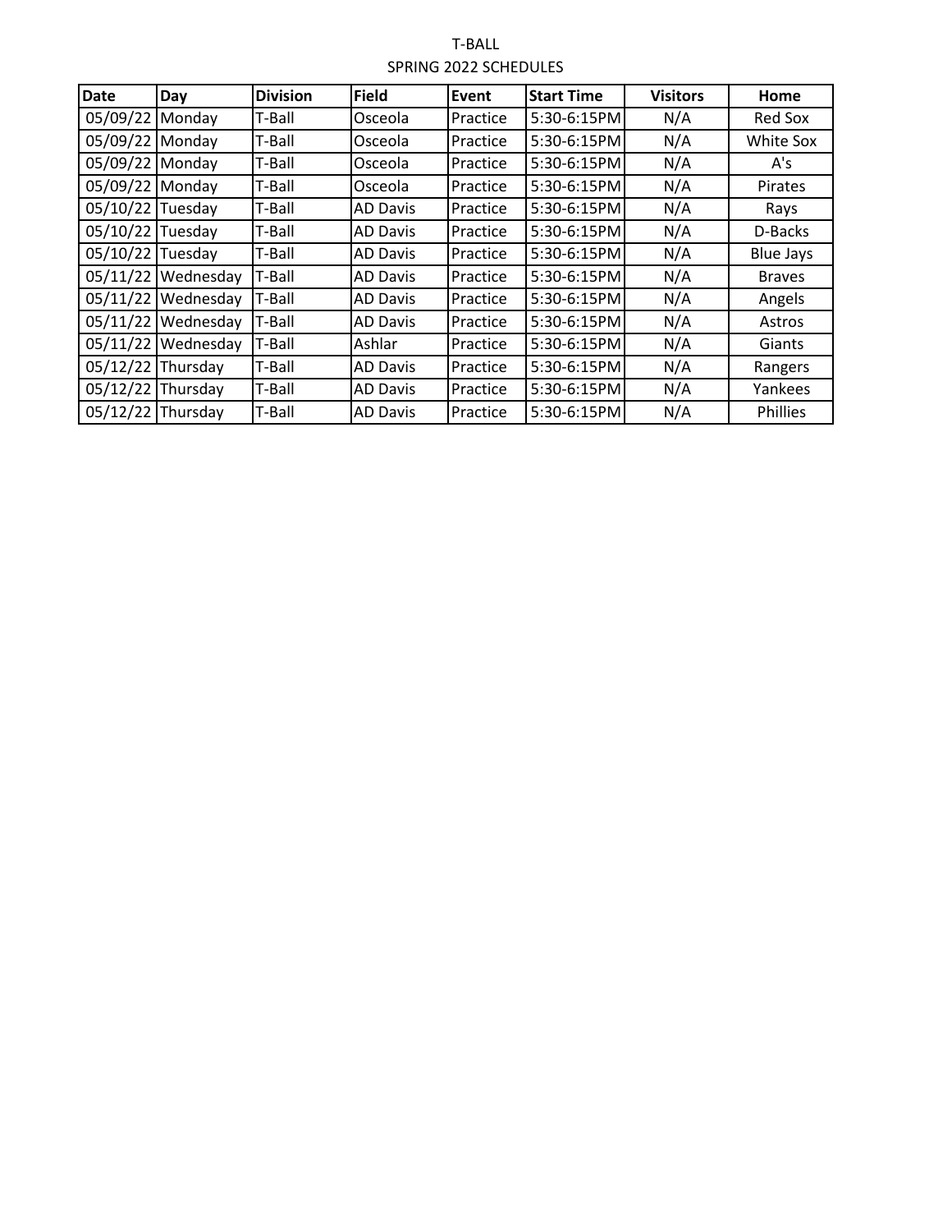T-BALL

SPRING 2022 SCHEDULES

| Date | Day | Division | Field | Event | Start Time | Visitors | Home |
|---|---|---|---|---|---|---|---|
| 05/09/22 | Monday | T-Ball | Osceola | Practice | 5:30-6:15PM | N/A | Red Sox |
| 05/09/22 | Monday | T-Ball | Osceola | Practice | 5:30-6:15PM | N/A | White Sox |
| 05/09/22 | Monday | T-Ball | Osceola | Practice | 5:30-6:15PM | N/A | A's |
| 05/09/22 | Monday | T-Ball | Osceola | Practice | 5:30-6:15PM | N/A | Pirates |
| 05/10/22 | Tuesday | T-Ball | AD Davis | Practice | 5:30-6:15PM | N/A | Rays |
| 05/10/22 | Tuesday | T-Ball | AD Davis | Practice | 5:30-6:15PM | N/A | D-Backs |
| 05/10/22 | Tuesday | T-Ball | AD Davis | Practice | 5:30-6:15PM | N/A | Blue Jays |
| 05/11/22 | Wednesday | T-Ball | AD Davis | Practice | 5:30-6:15PM | N/A | Braves |
| 05/11/22 | Wednesday | T-Ball | AD Davis | Practice | 5:30-6:15PM | N/A | Angels |
| 05/11/22 | Wednesday | T-Ball | AD Davis | Practice | 5:30-6:15PM | N/A | Astros |
| 05/11/22 | Wednesday | T-Ball | Ashlar | Practice | 5:30-6:15PM | N/A | Giants |
| 05/12/22 | Thursday | T-Ball | AD Davis | Practice | 5:30-6:15PM | N/A | Rangers |
| 05/12/22 | Thursday | T-Ball | AD Davis | Practice | 5:30-6:15PM | N/A | Yankees |
| 05/12/22 | Thursday | T-Ball | AD Davis | Practice | 5:30-6:15PM | N/A | Phillies |